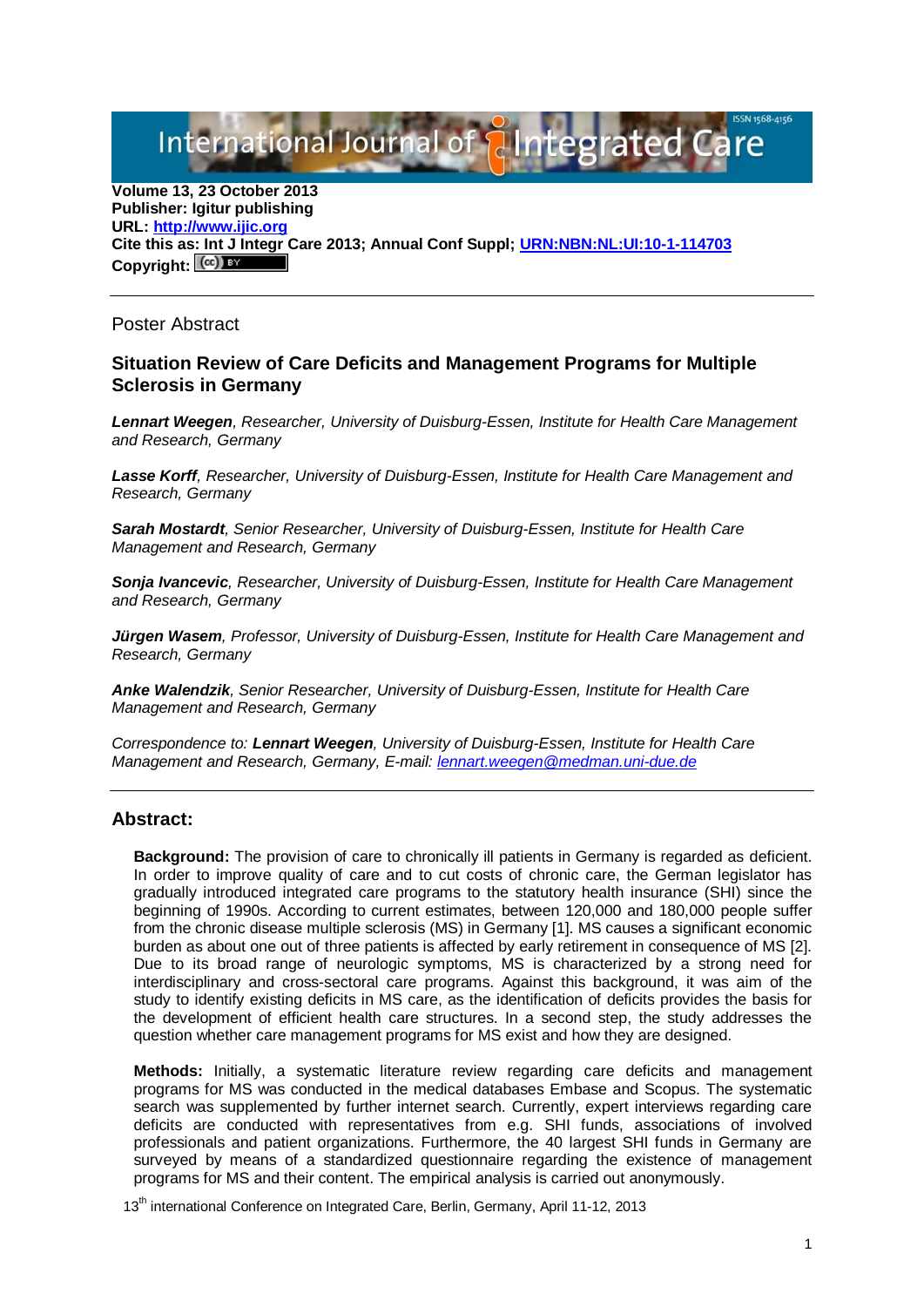Volume 13, 23 October 2013
**Publisher: Igitur publishing**
**URL: [http://www.ijic.org](http://www.ijic.org)**
**Cite this as: Int J Integr Care 2013; Annual Conf Suppl; [URN:NBN:NL:UI:10-1-114703](URN:NBN:NL:UI:10-1-114703)**
**Copyright:**

---

Poster Abstract

## Situation Review of Care Deficits and Management Programs for Multiple Sclerosis in Germany

***Lennart Weegen**, Researcher, University of Duisburg-Essen, Institute for Health Care Management and Research, Germany*

***Lasse Korff**, Researcher, University of Duisburg-Essen, Institute for Health Care Management and Research, Germany*

***Sarah Mostardt**, Senior Researcher, University of Duisburg-Essen, Institute for Health Care Management and Research, Germany*

***Sonja Ivancevic**, Researcher, University of Duisburg-Essen, Institute for Health Care Management and Research, Germany*

***Jürgen Wasem**, Professor, University of Duisburg-Essen, Institute for Health Care Management and Research, Germany*

***Anke Walendzik**, Senior Researcher, University of Duisburg-Essen, Institute for Health Care Management and Research, Germany*

*Correspondence to: **Lennart Weegen**, University of Duisburg-Essen, Institute for Health Care Management and Research, Germany, E-mail: [lennart.weegen@medman.uni-due.de](mailto:lennart.weegen@medman.uni-due.de)*

---

### Abstract:

**Background:** The provision of care to chronically ill patients in Germany is regarded as deficient. In order to improve quality of care and to cut costs of chronic care, the German legislator has gradually introduced integrated care programs to the statutory health insurance (SHI) since the beginning of 1990s. According to current estimates, between 120,000 and 180,000 people suffer from the chronic disease multiple sclerosis (MS) in Germany [1]. MS causes a significant economic burden as about one out of three patients is affected by early retirement in consequence of MS [2]. Due to its broad range of neurologic symptoms, MS is characterized by a strong need for interdisciplinary and cross-sectoral care programs. Against this background, it was aim of the study to identify existing deficits in MS care, as the identification of deficits provides the basis for the development of efficient health care structures. In a second step, the study addresses the question whether care management programs for MS exist and how they are designed.

**Methods:** Initially, a systematic literature review regarding care deficits and management programs for MS was conducted in the medical databases Embase and Scopus. The systematic search was supplemented by further internet search. Currently, expert interviews regarding care deficits are conducted with representatives from e.g. SHI funds, associations of involved professionals and patient organizations. Furthermore, the 40 largest SHI funds in Germany are surveyed by means of a standardized questionnaire regarding the existence of management programs for MS and their content. The empirical analysis is carried out anonymously.

13th international Conference on Integrated Care, Berlin, Germany, April 11-12, 2013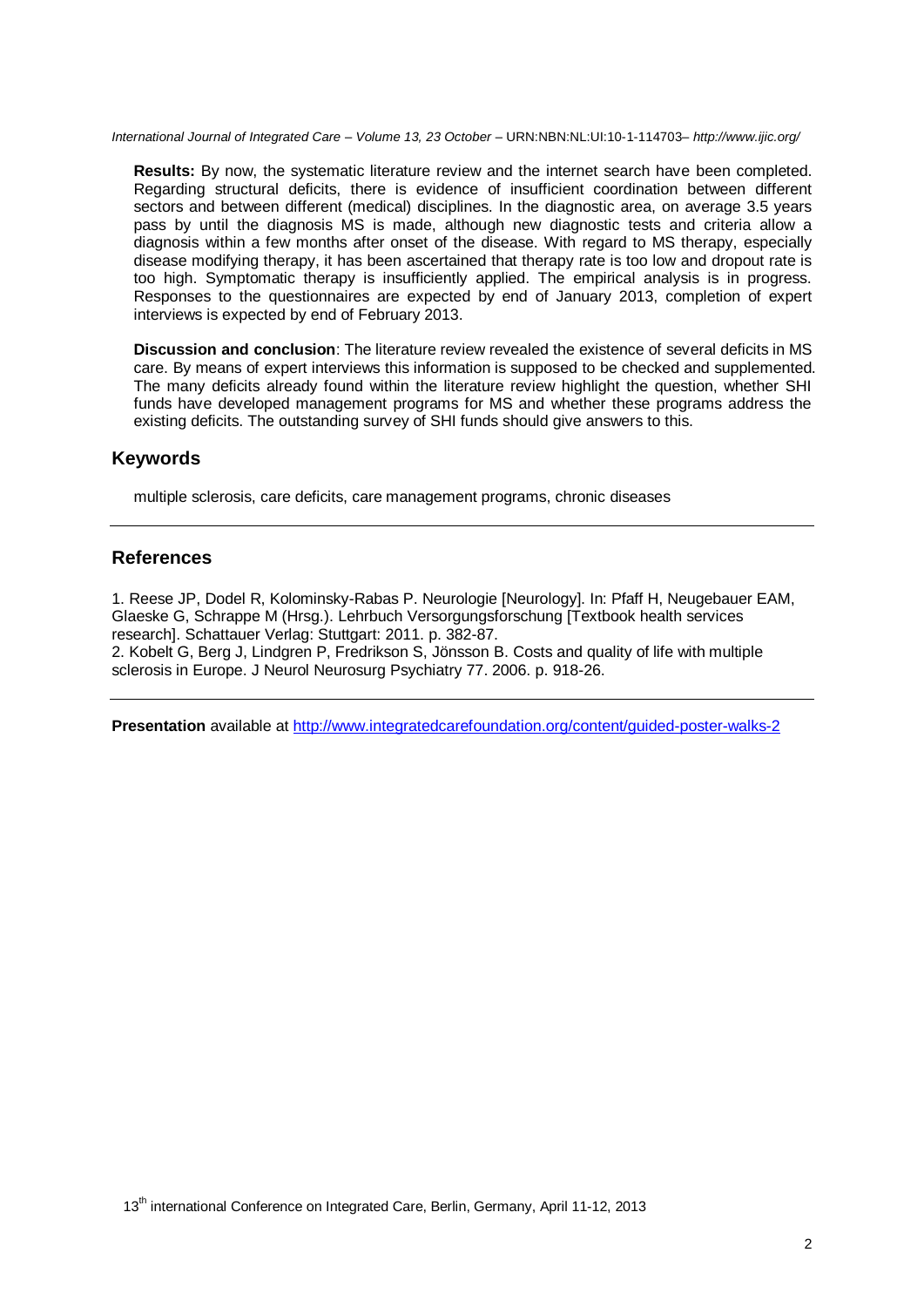**Results:** By now, the systematic literature review and the internet search have been completed. Regarding structural deficits, there is evidence of insufficient coordination between different sectors and between different (medical) disciplines. In the diagnostic area, on average 3.5 years pass by until the diagnosis MS is made, although new diagnostic tests and criteria allow a diagnosis within a few months after onset of the disease. With regard to MS therapy, especially disease modifying therapy, it has been ascertained that therapy rate is too low and dropout rate is too high. Symptomatic therapy is insufficiently applied. The empirical analysis is in progress. Responses to the questionnaires are expected by end of January 2013, completion of expert interviews is expected by end of February 2013.

**Discussion and conclusion**: The literature review revealed the existence of several deficits in MS care. By means of expert interviews this information is supposed to be checked and supplemented. The many deficits already found within the literature review highlight the question, whether SHI funds have developed management programs for MS and whether these programs address the existing deficits. The outstanding survey of SHI funds should give answers to this.

## Keywords

multiple sclerosis, care deficits, care management programs, chronic diseases

## References

1. Reese JP, Dodel R, Kolominsky-Rabas P. Neurologie [Neurology]. In: Pfaff H, Neugebauer EAM, Glaeske G, Schrappe M (Hrsg.). Lehrbuch Versorgungsforschung [Textbook health services research]. Schattauer Verlag: Stuttgart: 2011. p. 382-87.
2. Kobelt G, Berg J, Lindgren P, Fredrikson S, Jönsson B. Costs and quality of life with multiple sclerosis in Europe. J Neurol Neurosurg Psychiatry 77. 2006. p. 918-26.

**Presentation** available at http://www.integratedcarefoundation.org/content/guided-poster-walks-2